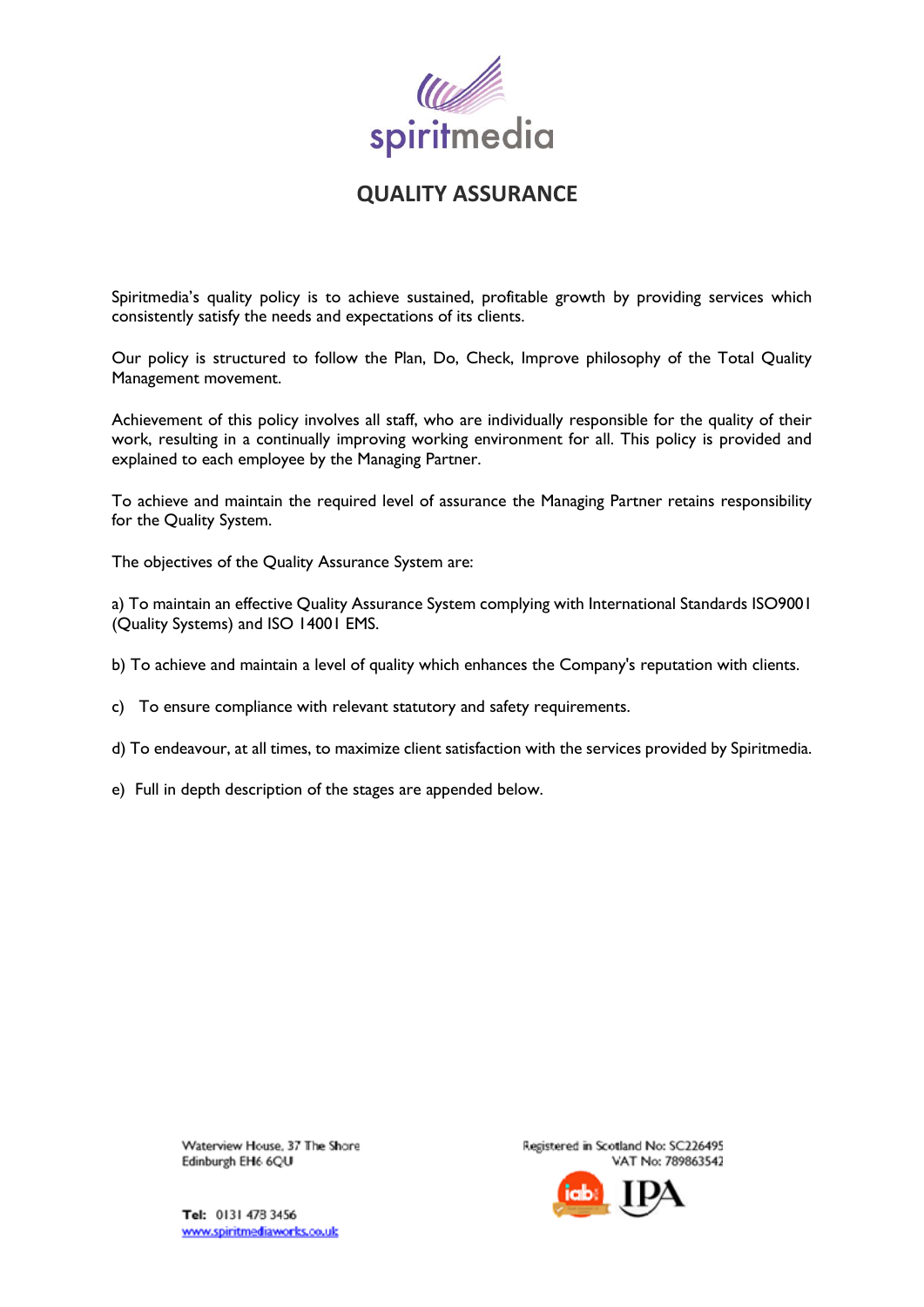# QUALITY ASSURANCE

Spiritmedia's quality policy is to achieve sustained, profitable growth by providing services which consistently satisfy the needs and expectations of its clients.

Our policy is structured to follow the Plan, Do, Check, Improve philosophy of the Total Quality Management movement.

Achievement of this policy involves all staff, who are individually responsible for the quality of their work, resulting in a continually improving working environment for all. This policy is provided and explained to each employee by the Managing Partner.

To achieve and maintain the required level of assurance the Managing Partner retains responsibility for the Quality System.

The objectives of the Quality Assurance System are:

a) To maintain an effective Quality Assurance System complying with International Standards ISO9001 (Quality Systems) and ISO 14001 EMS.

b) To achieve and maintain a level of quality which enhances the Company's reputation with clients.

c) To ensure compliance with relevant statutory and safety requirements.

d) To endeavour, at all times, to maximize client satisfaction with the services provided by Spiritmedia.

e) Full in depth description of the stages are appended below.

Waterview House, 37 The Shore
Edinburgh EH6 6QU

**Tel:** 0131 478 3456
www.spiritmediaworks.co.uk

Registered in Scotland No: SC226495
VAT No: 789863542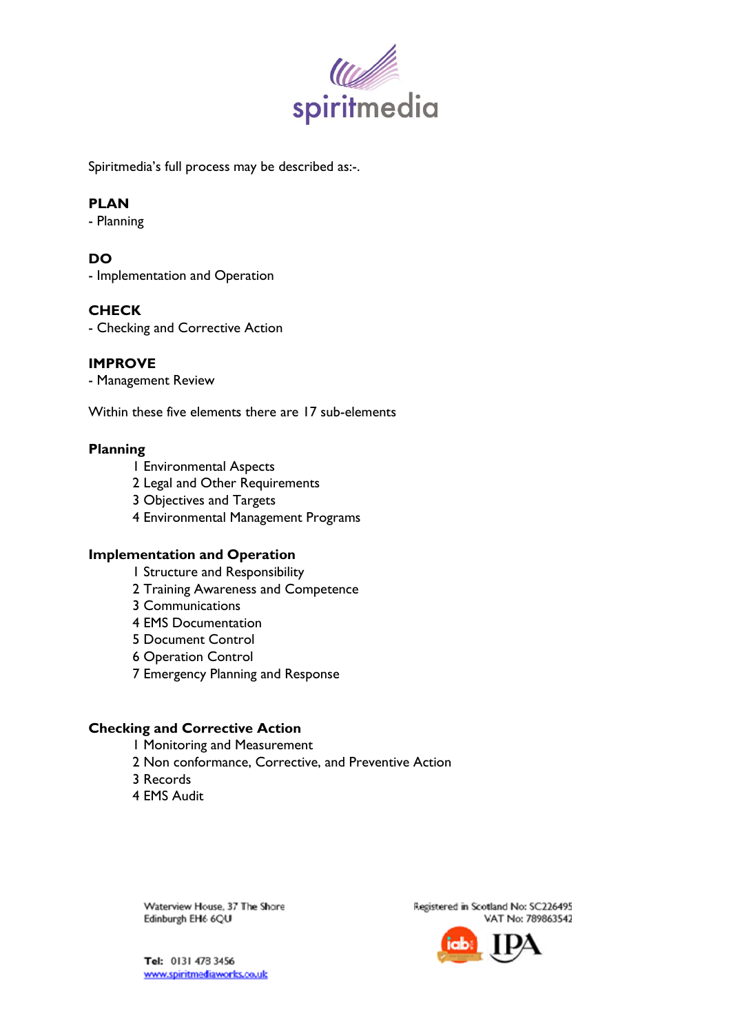Spiritmedia's full process may be described as:-.

**PLAN**
- Planning

**DO**
- Implementation and Operation

**CHECK**
- Checking and Corrective Action

**IMPROVE**
- Management Review

Within these five elements there are 17 sub-elements

**Planning**

1 Environmental Aspects
2 Legal and Other Requirements
3 Objectives and Targets
4 Environmental Management Programs

**Implementation and Operation**

1 Structure and Responsibility
2 Training Awareness and Competence
3 Communications
4 EMS Documentation
5 Document Control
6 Operation Control
7 Emergency Planning and Response

**Checking and Corrective Action**

1 Monitoring and Measurement
2 Non conformance, Corrective, and Preventive Action
3 Records
4 EMS Audit

Waterview House, 37 The Shore
Edinburgh EH6 6QU

**Tel:** 0131 478 3456
www.spiritmediaworks.co.uk

Registered in Scotland No: SC226495
VAT No: 789863542